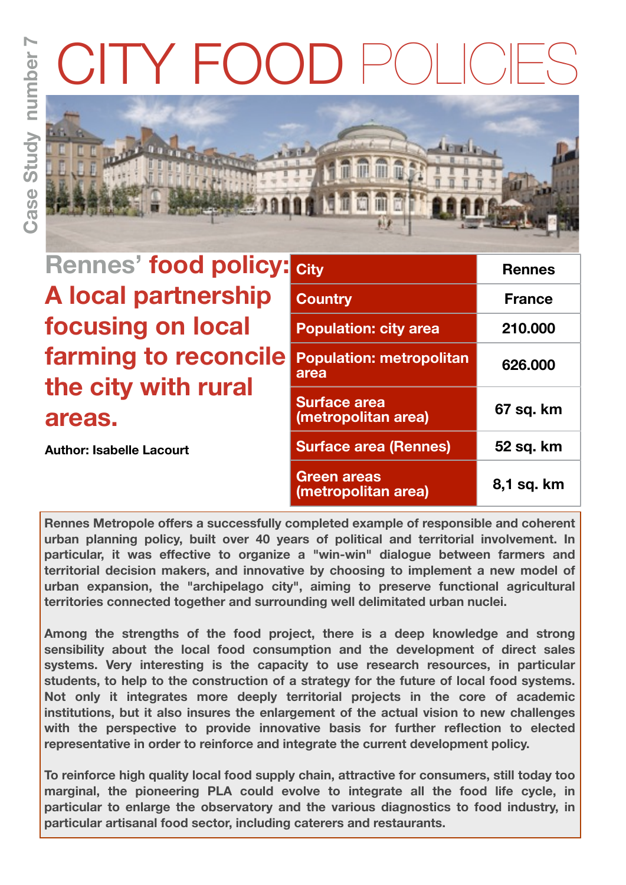Case Study number 7

# CITY FOOD POLICIES

## Rennes' food policy: A local partnership focusing on local farming to reconcile the city with rural areas.

**Author: Isabelle Lacourt**

| City | Rennes |
|---|---|
| Country | France |
| Population: city area | 210.000 |
| Population: metropolitan area | 626.000 |
| Surface area (metropolitan area) | 67 sq. km |
| Surface area (Rennes) | 52 sq. km |
| Green areas (metropolitan area) | 8,1 sq. km |

**Rennes Metropole offers a successfully completed example of responsible and coherent urban planning policy, built over 40 years of political and territorial involvement. In particular, it was effective to organize a "win-win" dialogue between farmers and territorial decision makers, and innovative by choosing to implement a new model of urban expansion, the "archipelago city", aiming to preserve functional agricultural territories connected together and surrounding well delimitated urban nuclei.**

**Among the strengths of the food project, there is a deep knowledge and strong sensibility about the local food consumption and the development of direct sales systems. Very interesting is the capacity to use research resources, in particular students, to help to the construction of a strategy for the future of local food systems. Not only it integrates more deeply territorial projects in the core of academic institutions, but it also insures the enlargement of the actual vision to new challenges with the perspective to provide innovative basis for further reflection to elected representative in order to reinforce and integrate the current development policy.**

**To reinforce high quality local food supply chain, attractive for consumers, still today too marginal, the pioneering PLA could evolve to integrate all the food life cycle, in particular to enlarge the observatory and the various diagnostics to food industry, in particular artisanal food sector, including caterers and restaurants.**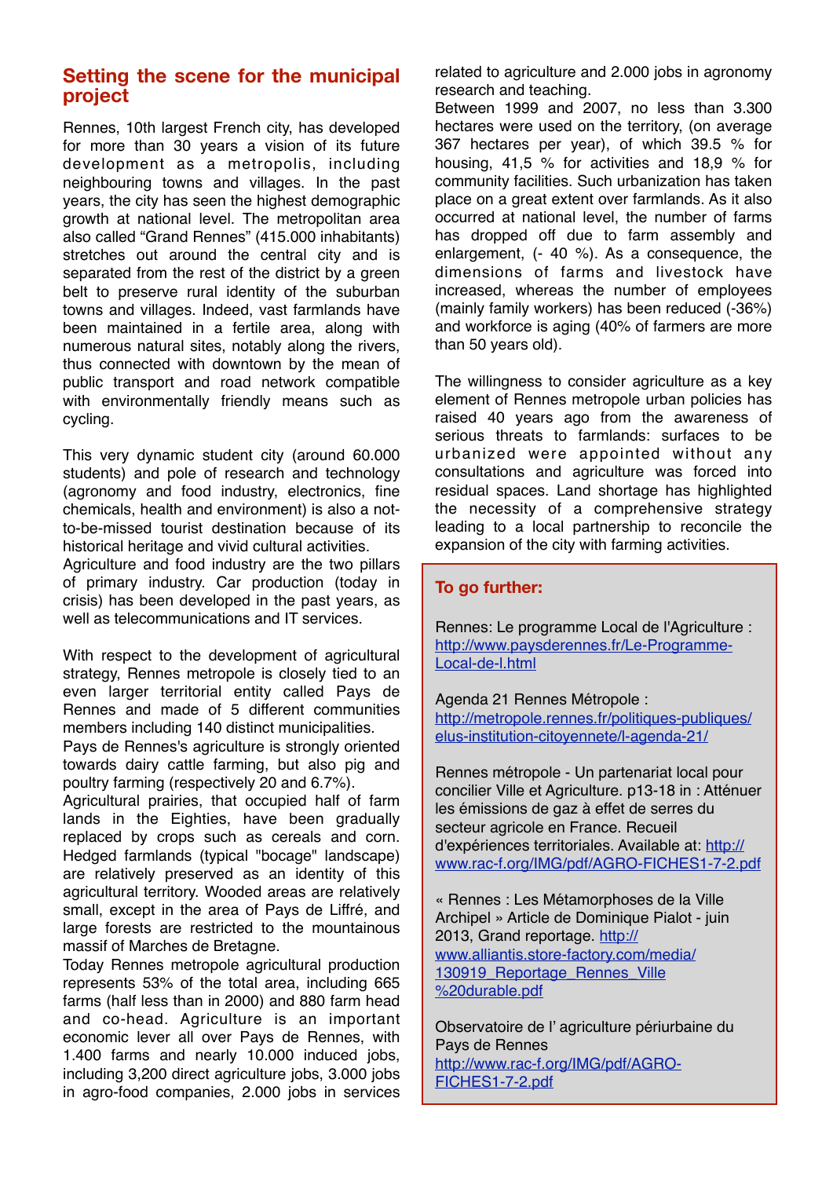## Setting the scene for the municipal project

Rennes, 10th largest French city, has developed for more than 30 years a vision of its future development as a metropolis, including neighbouring towns and villages. In the past years, the city has seen the highest demographic growth at national level. The metropolitan area also called "Grand Rennes" (415.000 inhabitants) stretches out around the central city and is separated from the rest of the district by a green belt to preserve rural identity of the suburban towns and villages. Indeed, vast farmlands have been maintained in a fertile area, along with numerous natural sites, notably along the rivers, thus connected with downtown by the mean of public transport and road network compatible with environmentally friendly means such as cycling.

This very dynamic student city (around 60.000 students) and pole of research and technology (agronomy and food industry, electronics, fine chemicals, health and environment) is also a not-to-be-missed tourist destination because of its historical heritage and vivid cultural activities.
Agriculture and food industry are the two pillars of primary industry. Car production (today in crisis) has been developed in the past years, as well as telecommunications and IT services.

With respect to the development of agricultural strategy, Rennes metropole is closely tied to an even larger territorial entity called Pays de Rennes and made of 5 different communities members including 140 distinct municipalities.
Pays de Rennes's agriculture is strongly oriented towards dairy cattle farming, but also pig and poultry farming (respectively 20 and 6.7%).
Agricultural prairies, that occupied half of farm lands in the Eighties, have been gradually replaced by crops such as cereals and corn. Hedged farmlands (typical "bocage" landscape) are relatively preserved as an identity of this agricultural territory. Wooded areas are relatively small, except in the area of Pays de Liffré, and large forests are restricted to the mountainous massif of Marches de Bretagne.
Today Rennes metropole agricultural production represents 53% of the total area, including 665 farms (half less than in 2000) and 880 farm head and co-head. Agriculture is an important economic lever all over Pays de Rennes, with 1.400 farms and nearly 10.000 induced jobs, including 3,200 direct agriculture jobs, 3.000 jobs in agro-food companies, 2.000 jobs in services related to agriculture and 2.000 jobs in agronomy research and teaching.
Between 1999 and 2007, no less than 3.300 hectares were used on the territory, (on average 367 hectares per year), of which 39.5 % for housing, 41,5 % for activities and 18,9 % for community facilities. Such urbanization has taken place on a great extent over farmlands. As it also occurred at national level, the number of farms has dropped off due to farm assembly and enlargement, (- 40 %). As a consequence, the dimensions of farms and livestock have increased, whereas the number of employees (mainly family workers) has been reduced (-36%) and workforce is aging (40% of farmers are more than 50 years old).

The willingness to consider agriculture as a key element of Rennes metropole urban policies has raised 40 years ago from the awareness of serious threats to farmlands: surfaces to be urbanized were appointed without any consultations and agriculture was forced into residual spaces. Land shortage has highlighted the necessity of a comprehensive strategy leading to a local partnership to reconcile the expansion of the city with farming activities.

### To go further:

Rennes: Le programme Local de l'Agriculture : http://www.paysderennes.fr/Le-Programme-Local-de-l.html

Agenda 21 Rennes Métropole : http://metropole.rennes.fr/politiques-publiques/elus-institution-citoyennete/l-agenda-21/

Rennes métropole - Un partenariat local pour concilier Ville et Agriculture. p13-18 in : Atténuer les émissions de gaz à effet de serres du secteur agricole en France. Recueil d'expériences territoriales. Available at: http://www.rac-f.org/IMG/pdf/AGRO-FICHES1-7-2.pdf

« Rennes : Les Métamorphoses de la Ville Archipel » Article de Dominique Pialot - juin 2013, Grand reportage. http://www.alliantis.store-factory.com/media/130919_Reportage_Rennes_Ville%20durable.pdf

Observatoire de l' agriculture périurbaine du Pays de Rennes
http://www.rac-f.org/IMG/pdf/AGRO-FICHES1-7-2.pdf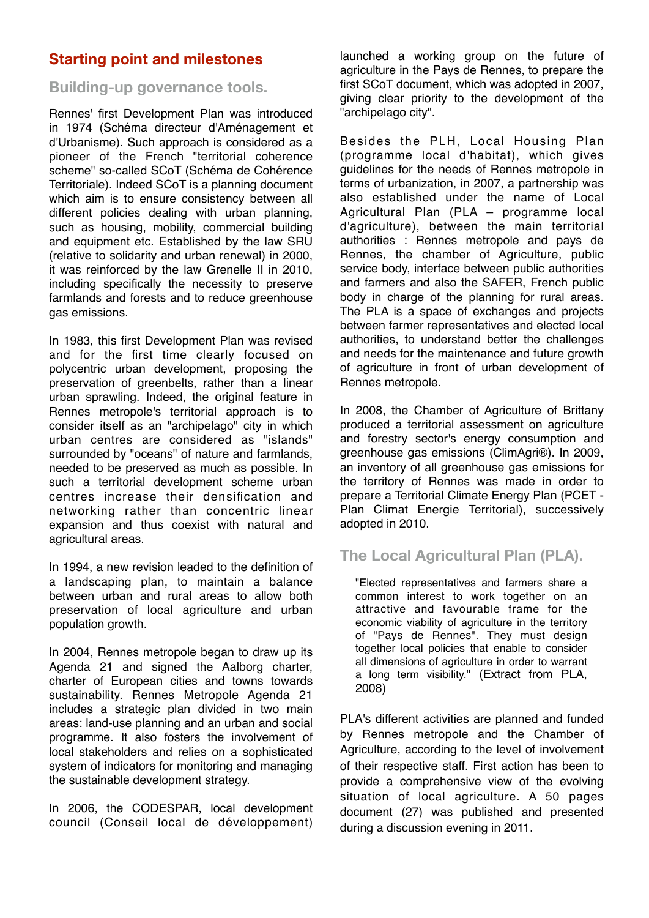## Starting point and milestones

### Building-up governance tools.

Rennes' first Development Plan was introduced in 1974 (Schéma directeur d'Aménagement et d'Urbanisme). Such approach is considered as a pioneer of the French "territorial coherence scheme" so-called SCoT (Schéma de Cohérence Territoriale). Indeed SCoT is a planning document which aim is to ensure consistency between all different policies dealing with urban planning, such as housing, mobility, commercial building and equipment etc. Established by the law SRU (relative to solidarity and urban renewal) in 2000, it was reinforced by the law Grenelle II in 2010, including specifically the necessity to preserve farmlands and forests and to reduce greenhouse gas emissions.

In 1983, this first Development Plan was revised and for the first time clearly focused on polycentric urban development, proposing the preservation of greenbelts, rather than a linear urban sprawling. Indeed, the original feature in Rennes metropole's territorial approach is to consider itself as an "archipelago" city in which urban centres are considered as "islands" surrounded by "oceans" of nature and farmlands, needed to be preserved as much as possible. In such a territorial development scheme urban centres increase their densification and networking rather than concentric linear expansion and thus coexist with natural and agricultural areas.

In 1994, a new revision leaded to the definition of a landscaping plan, to maintain a balance between urban and rural areas to allow both preservation of local agriculture and urban population growth.

In 2004, Rennes metropole began to draw up its Agenda 21 and signed the Aalborg charter, charter of European cities and towns towards sustainability. Rennes Metropole Agenda 21 includes a strategic plan divided in two main areas: land-use planning and an urban and social programme. It also fosters the involvement of local stakeholders and relies on a sophisticated system of indicators for monitoring and managing the sustainable development strategy.

In 2006, the CODESPAR, local development council (Conseil local de développement) launched a working group on the future of agriculture in the Pays de Rennes, to prepare the first SCoT document, which was adopted in 2007, giving clear priority to the development of the "archipelago city".

Besides the PLH, Local Housing Plan (programme local d'habitat), which gives guidelines for the needs of Rennes metropole in terms of urbanization, in 2007, a partnership was also established under the name of Local Agricultural Plan (PLA – programme local d'agriculture), between the main territorial authorities : Rennes metropole and pays de Rennes, the chamber of Agriculture, public service body, interface between public authorities and farmers and also the SAFER, French public body in charge of the planning for rural areas. The PLA is a space of exchanges and projects between farmer representatives and elected local authorities, to understand better the challenges and needs for the maintenance and future growth of agriculture in front of urban development of Rennes metropole.

In 2008, the Chamber of Agriculture of Brittany produced a territorial assessment on agriculture and forestry sector's energy consumption and greenhouse gas emissions (ClimAgri®). In 2009, an inventory of all greenhouse gas emissions for the territory of Rennes was made in order to prepare a Territorial Climate Energy Plan (PCET - Plan Climat Energie Territorial), successively adopted in 2010.

### The Local Agricultural Plan (PLA).

> "Elected representatives and farmers share a common interest to work together on an attractive and favourable frame for the economic viability of agriculture in the territory of "Pays de Rennes". They must design together local policies that enable to consider all dimensions of agriculture in order to warrant a long term visibility." (Extract from PLA, 2008)

PLA's different activities are planned and funded by Rennes metropole and the Chamber of Agriculture, according to the level of involvement of their respective staff. First action has been to provide a comprehensive view of the evolving situation of local agriculture. A 50 pages document (27) was published and presented during a discussion evening in 2011.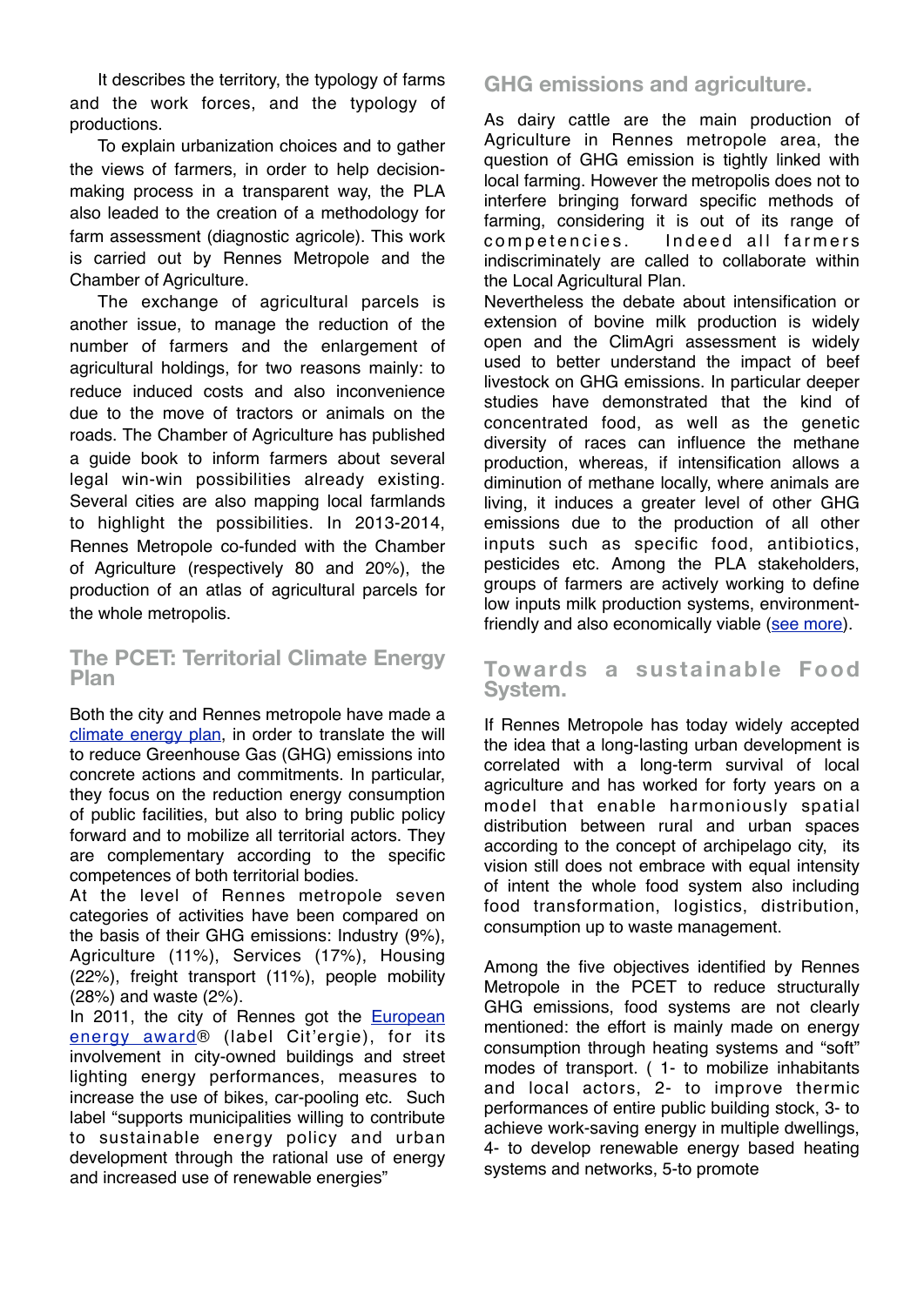It describes the territory, the typology of farms and the work forces, and the typology of productions.

To explain urbanization choices and to gather the views of farmers, in order to help decision-making process in a transparent way, the PLA also leaded to the creation of a methodology for farm assessment (diagnostic agricole). This work is carried out by Rennes Metropole and the Chamber of Agriculture.

The exchange of agricultural parcels is another issue, to manage the reduction of the number of farmers and the enlargement of agricultural holdings, for two reasons mainly: to reduce induced costs and also inconvenience due to the move of tractors or animals on the roads. The Chamber of Agriculture has published a guide book to inform farmers about several legal win-win possibilities already existing. Several cities are also mapping local farmlands to highlight the possibilities. In 2013-2014, Rennes Metropole co-funded with the Chamber of Agriculture (respectively 80 and 20%), the production of an atlas of agricultural parcels for the whole metropolis.

## The PCET: Territorial Climate Energy Plan

Both the city and Rennes metropole have made a climate energy plan, in order to translate the will to reduce Greenhouse Gas (GHG) emissions into concrete actions and commitments. In particular, they focus on the reduction energy consumption of public facilities, but also to bring public policy forward and to mobilize all territorial actors. They are complementary according to the specific competences of both territorial bodies.

At the level of Rennes metropole seven categories of activities have been compared on the basis of their GHG emissions: Industry (9%), Agriculture (11%), Services (17%), Housing (22%), freight transport (11%), people mobility (28%) and waste (2%).

In 2011, the city of Rennes got the European energy award® (label Cit'ergie), for its involvement in city-owned buildings and street lighting energy performances, measures to increase the use of bikes, car-pooling etc. Such label "supports municipalities willing to contribute to sustainable energy policy and urban development through the rational use of energy and increased use of renewable energies"

## GHG emissions and agriculture.

As dairy cattle are the main production of Agriculture in Rennes metropole area, the question of GHG emission is tightly linked with local farming. However the metropolis does not to interfere bringing forward specific methods of farming, considering it is out of its range of competencies. Indeed all farmers indiscriminately are called to collaborate within the Local Agricultural Plan.

Nevertheless the debate about intensification or extension of bovine milk production is widely open and the ClimAgri assessment is widely used to better understand the impact of beef livestock on GHG emissions. In particular deeper studies have demonstrated that the kind of concentrated food, as well as the genetic diversity of races can influence the methane production, whereas, if intensification allows a diminution of methane locally, where animals are living, it induces a greater level of other GHG emissions due to the production of all other inputs such as specific food, antibiotics, pesticides etc. Among the PLA stakeholders, groups of farmers are actively working to define low inputs milk production systems, environment-friendly and also economically viable (see more).

## Towards a sustainable Food System.

If Rennes Metropole has today widely accepted the idea that a long-lasting urban development is correlated with a long-term survival of local agriculture and has worked for forty years on a model that enable harmoniously spatial distribution between rural and urban spaces according to the concept of archipelago city, its vision still does not embrace with equal intensity of intent the whole food system also including food transformation, logistics, distribution, consumption up to waste management.

Among the five objectives identified by Rennes Metropole in the PCET to reduce structurally GHG emissions, food systems are not clearly mentioned: the effort is mainly made on energy consumption through heating systems and "soft" modes of transport. ( 1- to mobilize inhabitants and local actors, 2- to improve thermic performances of entire public building stock, 3- to achieve work-saving energy in multiple dwellings, 4- to develop renewable energy based heating systems and networks, 5-to promote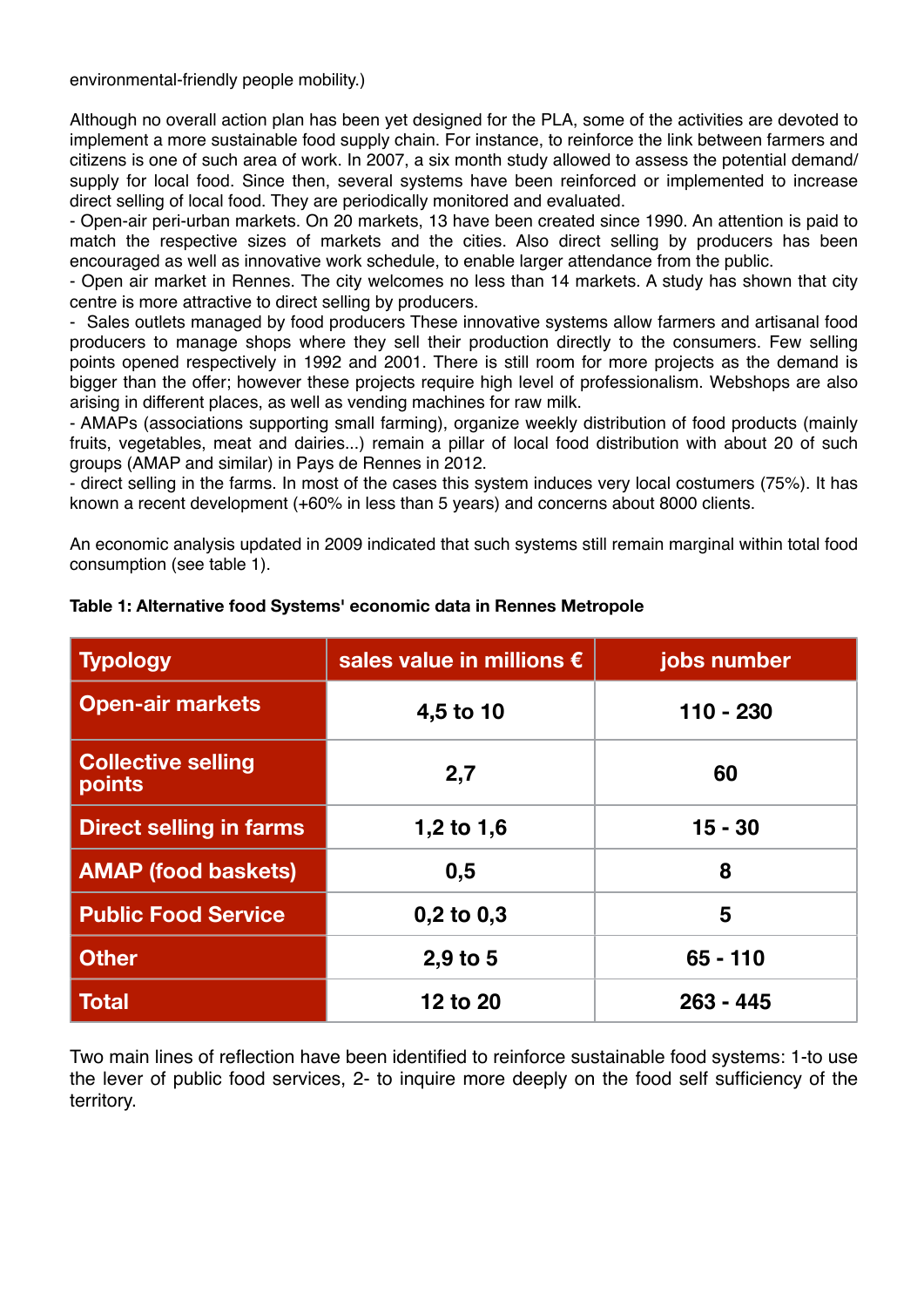environmental-friendly people mobility.)

Although no overall action plan has been yet designed for the PLA, some of the activities are devoted to implement a more sustainable food supply chain. For instance, to reinforce the link between farmers and citizens is one of such area of work. In 2007, a six month study allowed to assess the potential demand/supply for local food. Since then, several systems have been reinforced or implemented to increase direct selling of local food. They are periodically monitored and evaluated.

- Open-air peri-urban markets. On 20 markets, 13 have been created since 1990. An attention is paid to match the respective sizes of markets and the cities. Also direct selling by producers has been encouraged as well as innovative work schedule, to enable larger attendance from the public.
- Open air market in Rennes. The city welcomes no less than 14 markets. A study has shown that city centre is more attractive to direct selling by producers.
- Sales outlets managed by food producers These innovative systems allow farmers and artisanal food producers to manage shops where they sell their production directly to the consumers. Few selling points opened respectively in 1992 and 2001. There is still room for more projects as the demand is bigger than the offer; however these projects require high level of professionalism. Webshops are also arising in different places, as well as vending machines for raw milk.
- AMAPs (associations supporting small farming), organize weekly distribution of food products (mainly fruits, vegetables, meat and dairies...) remain a pillar of local food distribution with about 20 of such groups (AMAP and similar) in Pays de Rennes in 2012.
- direct selling in the farms. In most of the cases this system induces very local costumers (75%). It has known a recent development (+60% in less than 5 years) and concerns about 8000 clients.

An economic analysis updated in 2009 indicated that such systems still remain marginal within total food consumption (see table 1).

**Table 1: Alternative food Systems' economic data in Rennes Metropole**

| Typology | sales value in millions € | jobs number |
|---|---|---|
| Open-air markets | 4,5 to 10 | 110 - 230 |
| Collective selling points | 2,7 | 60 |
| Direct selling in farms | 1,2 to 1,6 | 15 - 30 |
| AMAP (food baskets) | 0,5 | 8 |
| Public Food Service | 0,2 to 0,3 | 5 |
| Other | 2,9 to 5 | 65 - 110 |
| Total | 12 to 20 | 263 - 445 |

Two main lines of reflection have been identified to reinforce sustainable food systems: 1-to use the lever of public food services, 2- to inquire more deeply on the food self sufficiency of the territory.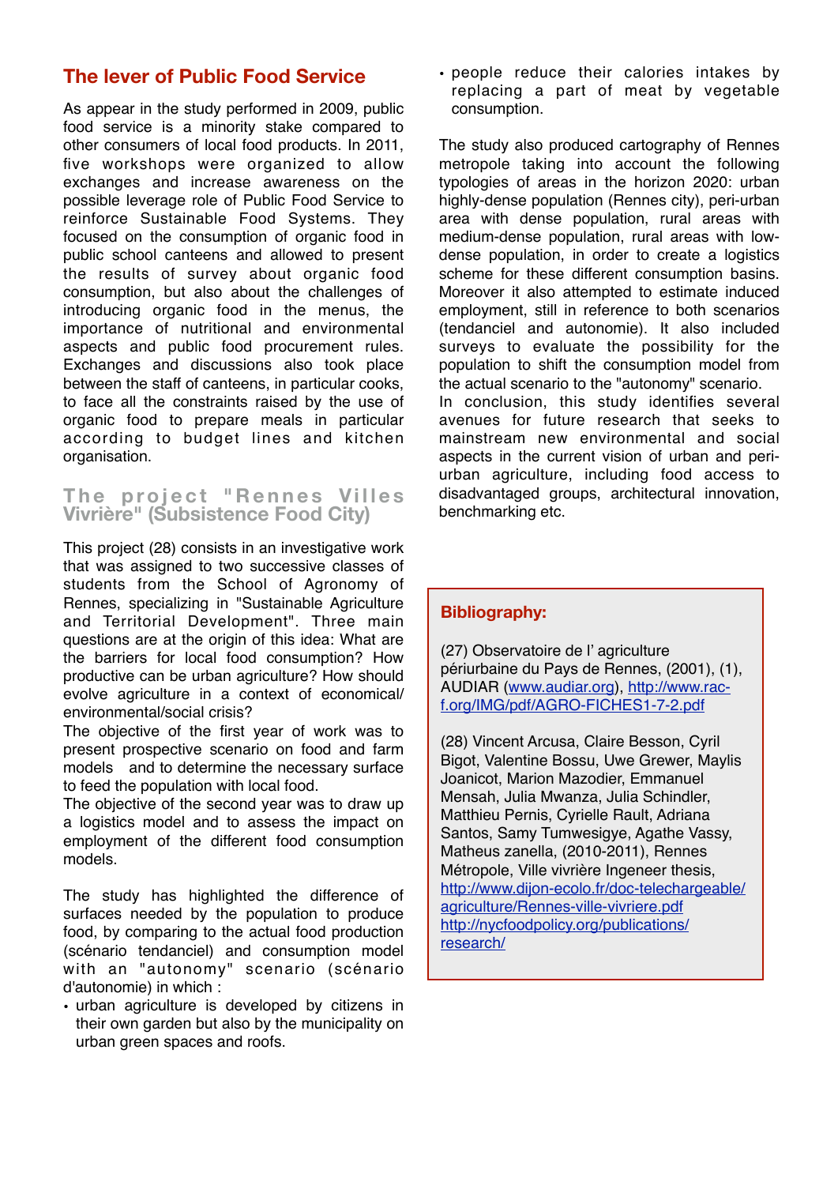## The lever of Public Food Service

As appear in the study performed in 2009, public food service is a minority stake compared to other consumers of local food products. In 2011, five workshops were organized to allow exchanges and increase awareness on the possible leverage role of Public Food Service to reinforce Sustainable Food Systems. They focused on the consumption of organic food in public school canteens and allowed to present the results of survey about organic food consumption, but also about the challenges of introducing organic food in the menus, the importance of nutritional and environmental aspects and public food procurement rules. Exchanges and discussions also took place between the staff of canteens, in particular cooks, to face all the constraints raised by the use of organic food to prepare meals in particular according to budget lines and kitchen organisation.

## The project "Rennes Villes Vivrière" (Subsistence Food City)

This project (28) consists in an investigative work that was assigned to two successive classes of students from the School of Agronomy of Rennes, specializing in "Sustainable Agriculture and Territorial Development". Three main questions are at the origin of this idea: What are the barriers for local food consumption? How productive can be urban agriculture? How should evolve agriculture in a context of economical/ environmental/social crisis?

The objective of the first year of work was to present prospective scenario on food and farm models and to determine the necessary surface to feed the population with local food.

The objective of the second year was to draw up a logistics model and to assess the impact on employment of the different food consumption models.

The study has highlighted the difference of surfaces needed by the population to produce food, by comparing to the actual food production (scénario tendanciel) and consumption model with an "autonomy" scenario (scénario d'autonomie) in which :

- urban agriculture is developed by citizens in their own garden but also by the municipality on urban green spaces and roofs.
- people reduce their calories intakes by replacing a part of meat by vegetable consumption.

The study also produced cartography of Rennes metropole taking into account the following typologies of areas in the horizon 2020: urban highly-dense population (Rennes city), peri-urban area with dense population, rural areas with medium-dense population, rural areas with low-dense population, in order to create a logistics scheme for these different consumption basins. Moreover it also attempted to estimate induced employment, still in reference to both scenarios (tendanciel and autonomie). It also included surveys to evaluate the possibility for the population to shift the consumption model from the actual scenario to the "autonomy" scenario.

In conclusion, this study identifies several avenues for future research that seeks to mainstream new environmental and social aspects in the current vision of urban and peri-urban agriculture, including food access to disadvantaged groups, architectural innovation, benchmarking etc.

**Bibliography:**

(27) Observatoire de l' agriculture périurbaine du Pays de Rennes, (2001), (1), AUDIAR (www.audiar.org), http://www.rac-f.org/IMG/pdf/AGRO-FICHES1-7-2.pdf

(28) Vincent Arcusa, Claire Besson, Cyril Bigot, Valentine Bossu, Uwe Grewer, Maylis Joanicot, Marion Mazodier, Emmanuel Mensah, Julia Mwanza, Julia Schindler, Matthieu Pernis, Cyrielle Rault, Adriana Santos, Samy Tumwesigye, Agathe Vassy, Matheus zanella, (2010-2011), Rennes Métropole, Ville vivrière Ingeneer thesis, http://www.dijon-ecolo.fr/doc-telechargeable/agriculture/Rennes-ville-vivriere.pdf http://nycfoodpolicy.org/publications/research/